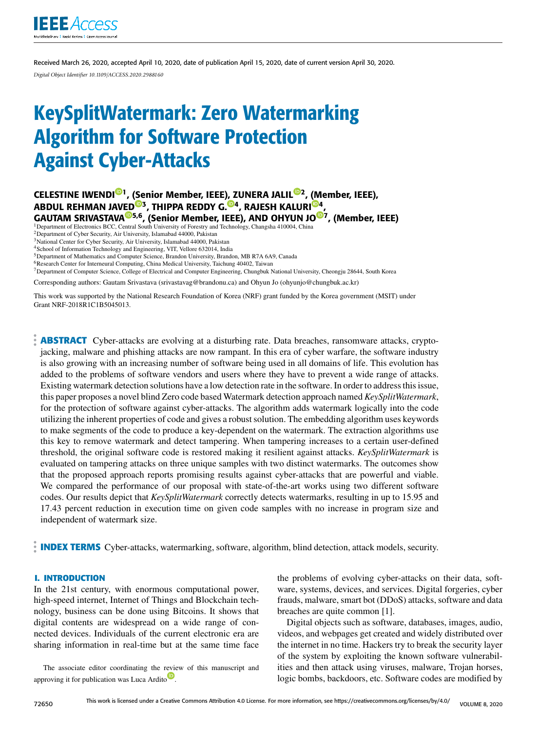Received March 26, 2020, accepted April 10, 2020, date of publication April 15, 2020, date of current version April 30, 2020.

*Digital Object Identifier 10.1109/ACCESS.2020.2988160*

# KeySplitWatermark: Zero Watermarking Algorithm for Software Protection Against Cyber-Attacks

**CELESTINE IWENDI[1], (Senior Member, IEEE), ZUNERA JALIL[2], (Member, IEEE), ABDUL REHMAN JAVED[3], THIPPA REDDY G.[4], RAJESH KALURI[4], GAUTAM SRIVASTAVA[5,6], (Senior Member, IEEE), AND OHYUN JO[7], (Member, IEEE)**

[1]Department of Electronics BCC, Central South University of Forestry and Technology, Changsha 410004, China
[2]Department of Cyber Security, Air University, Islamabad 44000, Pakistan
[3]National Center for Cyber Security, Air University, Islamabad 44000, Pakistan
[4]School of Information Technology and Engineering, VIT, Vellore 632014, India
[5]Department of Mathematics and Computer Science, Brandon University, Brandon, MB R7A 6A9, Canada
[6]Research Center for Interneural Computing, China Medical University, Taichung 40402, Taiwan
[7]Department of Computer Science, College of Electrical and Computer Engineering, Chungbuk National University, Cheongju 28644, South Korea

Corresponding authors: Gautam Srivastava (srivastavag@brandonu.ca) and Ohyun Jo (ohyunjo@chungbuk.ac.kr)

This work was supported by the National Research Foundation of Korea (NRF) grant funded by the Korea government (MSIT) under Grant NRF-2018R1C1B5045013.

**ABSTRACT** Cyber-attacks are evolving at a disturbing rate. Data breaches, ransomware attacks, crypto-jacking, malware and phishing attacks are now rampant. In this era of cyber warfare, the software industry is also growing with an increasing number of software being used in all domains of life. This evolution has added to the problems of software vendors and users where they have to prevent a wide range of attacks. Existing watermark detection solutions have a low detection rate in the software. In order to address this issue, this paper proposes a novel blind Zero code based Watermark detection approach named *KeySplitWatermark*, for the protection of software against cyber-attacks. The algorithm adds watermark logically into the code utilizing the inherent properties of code and gives a robust solution. The embedding algorithm uses keywords to make segments of the code to produce a key-dependent on the watermark. The extraction algorithms use this key to remove watermark and detect tampering. When tampering increases to a certain user-defined threshold, the original software code is restored making it resilient against attacks. *KeySplitWatermark* is evaluated on tampering attacks on three unique samples with two distinct watermarks. The outcomes show that the proposed approach reports promising results against cyber-attacks that are powerful and viable. We compared the performance of our proposal with state-of-the-art works using two different software codes. Our results depict that *KeySplitWatermark* correctly detects watermarks, resulting in up to 15.95 and 17.43 percent reduction in execution time on given code samples with no increase in program size and independent of watermark size.

**INDEX TERMS** Cyber-attacks, watermarking, software, algorithm, blind detection, attack models, security.

## I. INTRODUCTION

In the 21st century, with enormous computational power, high-speed internet, Internet of Things and Blockchain technology, business can be done using Bitcoins. It shows that digital contents are widespread on a wide range of connected devices. Individuals of the current electronic era are sharing information in real-time but at the same time face the problems of evolving cyber-attacks on their data, software, systems, devices, and services. Digital forgeries, cyber frauds, malware, smart bot (DDoS) attacks, software and data breaches are quite common [1].

Digital objects such as software, databases, images, audio, videos, and webpages get created and widely distributed over the internet in no time. Hackers try to break the security layer of the system by exploiting the known software vulnerabilities and then attack using viruses, malware, Trojan horses, logic bombs, backdoors, etc. Software codes are modified by

The associate editor coordinating the review of this manuscript and approving it for publication was Luca Ardito.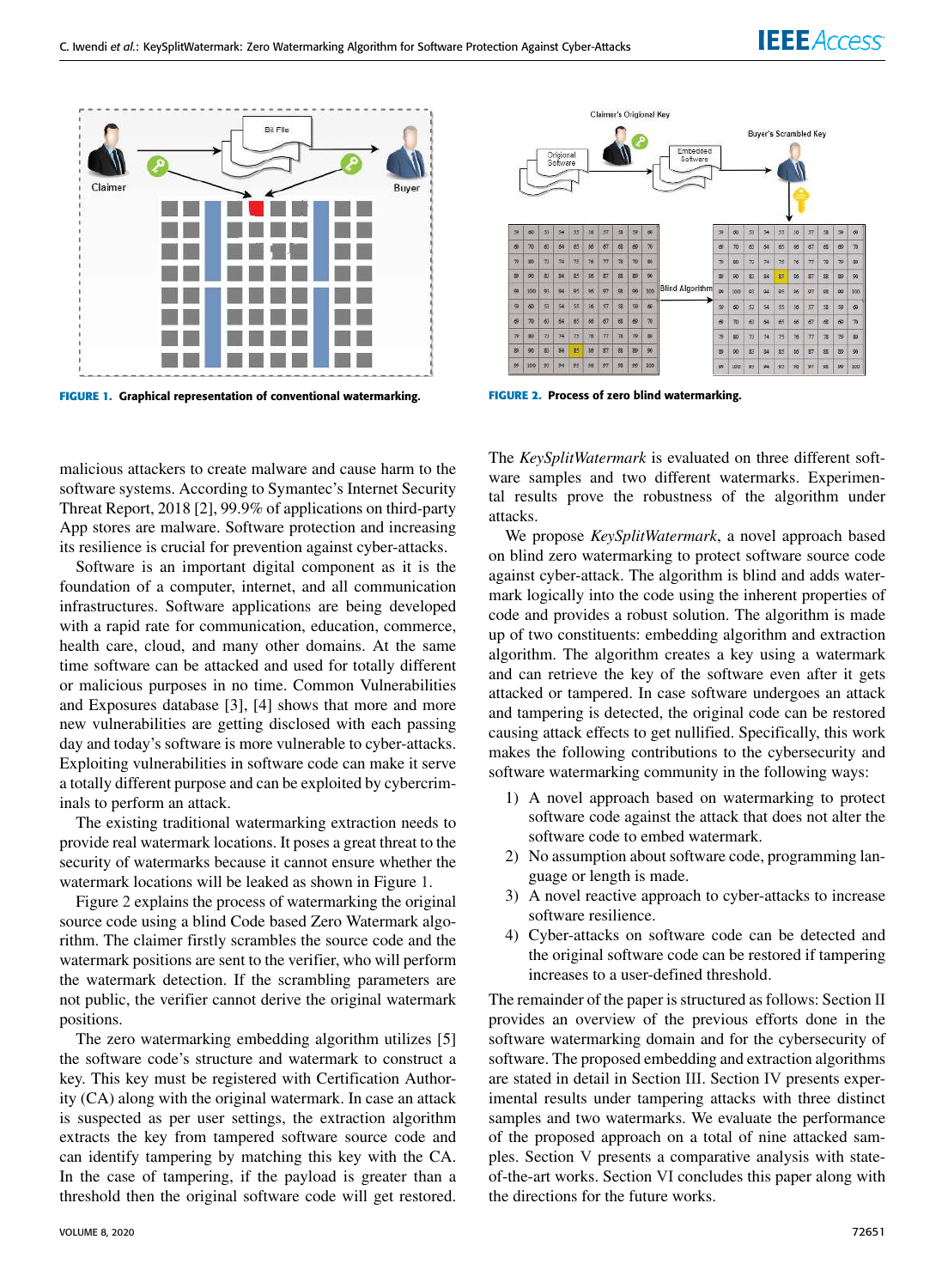FIGURE 1. Graphical representation of conventional watermarking.

FIGURE 2. Process of zero blind watermarking.

malicious attackers to create malware and cause harm to the software systems. According to Symantec's Internet Security Threat Report, 2018 [2], 99.9% of applications on third-party App stores are malware. Software protection and increasing its resilience is crucial for prevention against cyber-attacks.

Software is an important digital component as it is the foundation of a computer, internet, and all communication infrastructures. Software applications are being developed with a rapid rate for communication, education, commerce, health care, cloud, and many other domains. At the same time software can be attacked and used for totally different or malicious purposes in no time. Common Vulnerabilities and Exposures database [3], [4] shows that more and more new vulnerabilities are getting disclosed with each passing day and today's software is more vulnerable to cyber-attacks. Exploiting vulnerabilities in software code can make it serve a totally different purpose and can be exploited by cybercriminals to perform an attack.

The existing traditional watermarking extraction needs to provide real watermark locations. It poses a great threat to the security of watermarks because it cannot ensure whether the watermark locations will be leaked as shown in Figure 1.

Figure 2 explains the process of watermarking the original source code using a blind Code based Zero Watermark algorithm. The claimer firstly scrambles the source code and the watermark positions are sent to the verifier, who will perform the watermark detection. If the scrambling parameters are not public, the verifier cannot derive the original watermark positions.

The zero watermarking embedding algorithm utilizes [5] the software code's structure and watermark to construct a key. This key must be registered with Certification Authority (CA) along with the original watermark. In case an attack is suspected as per user settings, the extraction algorithm extracts the key from tampered software source code and can identify tampering by matching this key with the CA. In the case of tampering, if the payload is greater than a threshold then the original software code will get restored. The *KeySplitWatermark* is evaluated on three different software samples and two different watermarks. Experimental results prove the robustness of the algorithm under attacks.

We propose *KeySplitWatermark*, a novel approach based on blind zero watermarking to protect software source code against cyber-attack. The algorithm is blind and adds watermark logically into the code using the inherent properties of code and provides a robust solution. The algorithm is made up of two constituents: embedding algorithm and extraction algorithm. The algorithm creates a key by using a watermark and can retrieve the key of the software even after it gets attacked or tampered. In case software undergoes an attack and tampering is detected, the original code can be restored causing attack effects to get nullified. Specifically, this work makes the following contributions to the cybersecurity and software watermarking community in the following ways:

1) A novel approach based on watermarking to protect software code against the attack that does not alter the software code to embed watermark.
2) No assumption about software code, programming language or length is made.
3) A novel reactive approach to cyber-attacks to increase software resilience.
4) Cyber-attacks on software code can be detected and the original software code can be restored if tampering increases to a user-defined threshold.

The remainder of the paper is structured as follows: Section II provides an overview of the previous efforts done in the software watermarking domain and for the cybersecurity of software. The proposed embedding and extraction algorithms are stated in detail in Section III. Section IV presents experimental results under tampering attacks with three distinct samples and two watermarks. We evaluate the performance of the proposed approach on a total of nine attacked samples. Section V presents a comparative analysis with state-of-the-art works. Section VI concludes this paper along with the directions for the future works.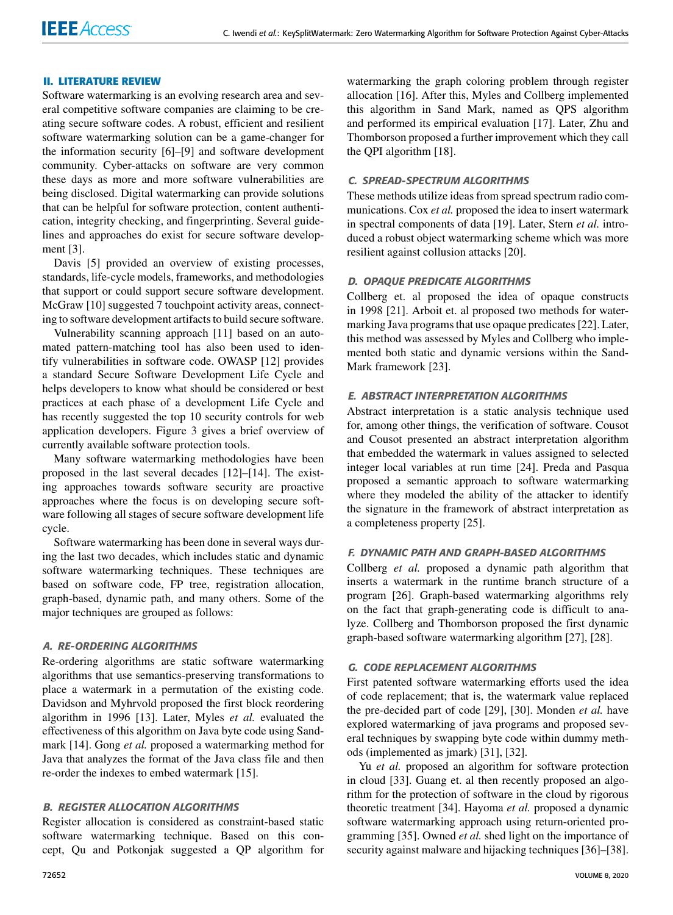## II. LITERATURE REVIEW

Software watermarking is an evolving research area and several competitive software companies are claiming to be creating secure software codes. A robust, efficient and resilient software watermarking solution can be a game-changer for the information security [6]–[9] and software development community. Cyber-attacks on software are very common these days as more and more software vulnerabilities are being disclosed. Digital watermarking can provide solutions that can be helpful for software protection, content authentication, integrity checking, and fingerprinting. Several guidelines and approaches do exist for secure software development [3].

Davis [5] provided an overview of existing processes, standards, life-cycle models, frameworks, and methodologies that support or could support secure software development. McGraw [10] suggested 7 touchpoint activity areas, connecting to software development artifacts to build secure software.

Vulnerability scanning approach [11] based on an automated pattern-matching tool has also been used to identify vulnerabilities in software code. OWASP [12] provides a standard Secure Software Development Life Cycle and helps developers to know what should be considered or best practices at each phase of a development Life Cycle and has recently suggested the top 10 security controls for web application developers. Figure 3 gives a brief overview of currently available software protection tools.

Many software watermarking methodologies have been proposed in the last several decades [12]–[14]. The existing approaches towards software security are proactive approaches where the focus is on developing secure software following all stages of secure software development life cycle.

Software watermarking has been done in several ways during the last two decades, which includes static and dynamic software watermarking techniques. These techniques are based on software code, FP tree, registration allocation, graph-based, dynamic path, and many others. Some of the major techniques are grouped as follows:

### A. RE-ORDERING ALGORITHMS

Re-ordering algorithms are static software watermarking algorithms that use semantics-preserving transformations to place a watermark in a permutation of the existing code. Davidson and Myhrvold proposed the first block reordering algorithm in 1996 [13]. Later, Myles *et al.* evaluated the effectiveness of this algorithm on Java byte code using Sandmark [14]. Gong *et al.* proposed a watermarking method for Java that analyzes the format of the Java class file and then re-order the indexes to embed watermark [15].

### B. REGISTER ALLOCATION ALGORITHMS

Register allocation is considered as constraint-based static software watermarking technique. Based on this concept, Qu and Potkonjak suggested a QP algorithm for watermarking the graph coloring problem through register allocation [16]. After this, Myles and Collberg implemented this algorithm in Sand Mark, named as QPS algorithm and performed its empirical evaluation [17]. Later, Zhu and Thomborson proposed a further improvement which they call the QPI algorithm [18].

### C. SPREAD-SPECTRUM ALGORITHMS

These methods utilize ideas from spread spectrum radio communications. Cox *et al.* proposed the idea to insert watermark in spectral components of data [19]. Later, Stern *et al.* introduced a robust object watermarking scheme which was more resilient against collusion attacks [20].

### D. OPAQUE PREDICATE ALGORITHMS

Collberg et. al proposed the idea of opaque constructs in 1998 [21]. Arboit et. al proposed two methods for watermarking Java programs that use opaque predicates [22]. Later, this method was assessed by Myles and Collberg who implemented both static and dynamic versions within the SandMark framework [23].

### E. ABSTRACT INTERPRETATION ALGORITHMS

Abstract interpretation is a static analysis technique used for, among other things, the verification of software. Cousot and Cousot presented an abstract interpretation algorithm that embedded the watermark in values assigned to selected integer local variables at run time [24]. Preda and Pasqua proposed a semantic approach to software watermarking where they modeled the ability of the attacker to identify the signature in the framework of abstract interpretation as a completeness property [25].

### F. DYNAMIC PATH AND GRAPH-BASED ALGORITHMS

Collberg *et al.* proposed a dynamic path algorithm that inserts a watermark in the runtime branch structure of a program [26]. Graph-based watermarking algorithms rely on the fact that graph-generating code is difficult to analyze. Collberg and Thomborson proposed the first dynamic graph-based software watermarking algorithm [27], [28].

### G. CODE REPLACEMENT ALGORITHMS

First patented software watermarking efforts used the idea of code replacement; that is, the watermark value replaced the pre-decided part of code [29], [30]. Monden *et al.* have explored watermarking of java programs and proposed several techniques by swapping byte code within dummy methods (implemented as jmark) [31], [32].

Yu *et al.* proposed an algorithm for software protection in cloud [33]. Guang et. al then recently proposed an algorithm for the protection of software in the cloud by rigorous theoretic treatment [34]. Hayoma *et al.* proposed a dynamic software watermarking approach using return-oriented programming [35]. Owned *et al.* shed light on the importance of security against malware and hijacking techniques [36]–[38].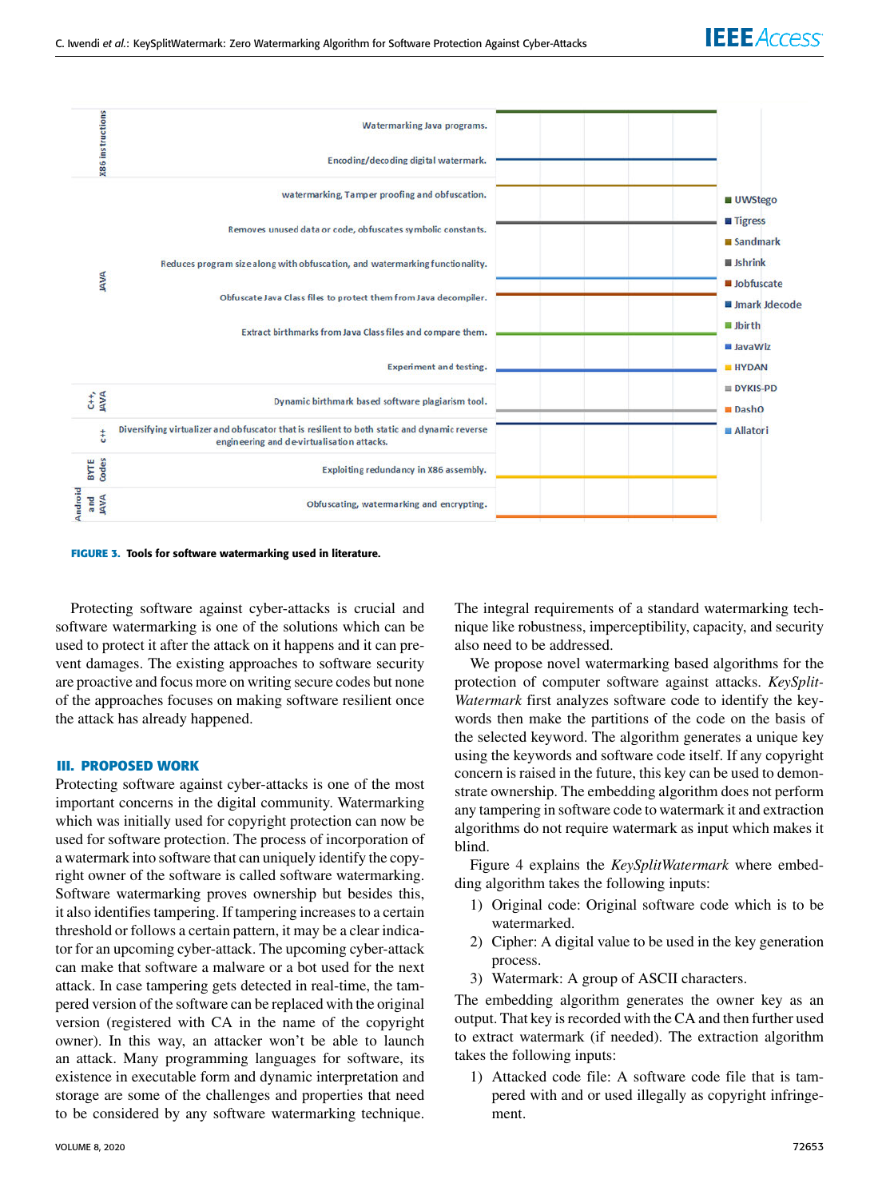**FIGURE 3.** Tools for software watermarking used in literature.

Protecting software against cyber-attacks is crucial and software watermarking is one of the solutions which can be used to protect it after the attack on it happens and it can prevent damages. The existing approaches to software security are proactive and focus more on writing secure codes but none of the approaches focuses on making software resilient once the attack has already happened.

## III. PROPOSED WORK

Protecting software against cyber-attacks is one of the most important concerns in the digital community. Watermarking which was initially used for copyright protection can now be used for software protection. The process of incorporation of a watermark into software that can uniquely identify the copyright owner of the software is called software watermarking. Software watermarking proves ownership but besides this, it also identifies tampering. If tampering increases to a certain threshold or follows a certain pattern, it may be a clear indicator for an upcoming cyber-attack. The upcoming cyber-attack can make that software a malware or a bot used for the next attack. In case tampering gets detected in real-time, the tampered version of the software can be replaced with the original version (registered with CA in the name of the copyright owner). In this way, an attacker won't be able to launch an attack. Many programming languages for software, its existence in executable form and dynamic interpretation and storage are some of the challenges and properties that need to be considered by any software watermarking technique. The integral requirements of a standard watermarking technique like robustness, imperceptibility, capacity, and security also need to be addressed.

We propose novel watermarking based algorithms for the protection of computer software against attacks. *KeySplitWatermark* first analyzes software code to identify the keywords then make the partitions of the code on the basis of the selected keyword. The algorithm generates a unique key using the keywords and software code itself. If any copyright concern is raised in the future, this key can be used to demonstrate ownership. The embedding algorithm does not perform any tampering in software code to watermark it and extraction algorithms do not require watermark as input which makes it blind.

Figure 4 explains the *KeySplitWatermark* where embedding algorithm takes the following inputs:

1) Original code: Original software code which is to be watermarked.
2) Cipher: A digital value to be used in the key generation process.
3) Watermark: A group of ASCII characters.

The embedding algorithm generates the owner key as an output. That key is recorded with the CA and then further used to extract watermark (if needed). The extraction algorithm takes the following inputs:

1) Attacked code file: A software code file that is tampered with and or used illegally as copyright infringement.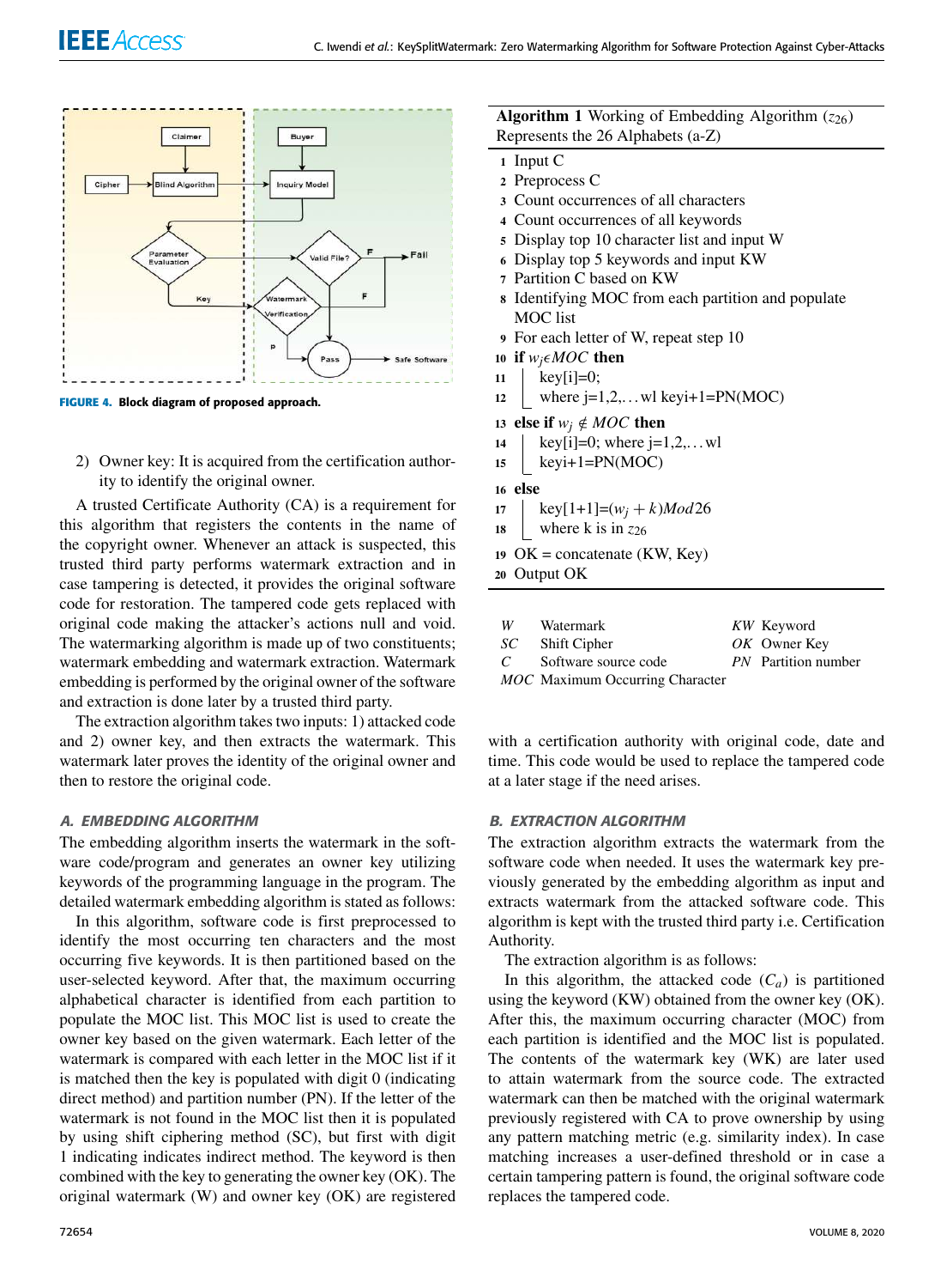FIGURE 4. Block diagram of proposed approach.

2) Owner key: It is acquired from the certification authority to identify the original owner.

A trusted Certificate Authority (CA) is a requirement for this algorithm that registers the contents in the name of the copyright owner. Whenever an attack is suspected, this trusted third party performs watermark extraction and in case tampering is detected, it provides the original software code for restoration. The tampered code gets replaced with original code making the attacker's actions null and void. The watermarking algorithm is made up of two constituents; watermark embedding and watermark extraction. Watermark embedding is performed by the original owner of the software and extraction is done later by a trusted third party.

The extraction algorithm takes two inputs: 1) attacked code and 2) owner key, and then extracts the watermark. This watermark later proves the identity of the original owner and then to restore the original code.

### A. EMBEDDING ALGORITHM

The embedding algorithm inserts the watermark in the software code/program and generates an owner key utilizing keywords of the programming language in the program. The detailed watermark embedding algorithm is stated as follows:

In this algorithm, software code is first preprocessed to identify the most occurring ten characters and the most occurring five keywords. It is then partitioned based on the user-selected keyword. After that, the maximum occurring alphabetical character is identified from each partition to populate the MOC list. This MOC list is used to create the owner key based on the given watermark. Each letter of the watermark is compared with each letter in the MOC list if it is matched then the key is populated with digit 0 (indicating direct method) and partition number (PN). If the letter of the watermark is not found in the MOC list then it is populated by using shift ciphering method (SC), but first with digit 1 indicating indicates indirect method. The keyword is then combined with the key to generating the owner key (OK). The original watermark (W) and owner key (OK) are registered with a certification authority with original code, date and time. This code would be used to replace the tampered code at a later stage if the need arises.

**Algorithm 1** Working of Embedding Algorithm ($z_{26}$) Represents the 26 Alphabets (a-Z)

```
1  Input C
2  Preprocess C
3  Count occurrences of all characters
4  Count occurrences of all keywords
5  Display top 10 character list and input W
6  Display top 5 keywords and input KW
7  Partition C based on KW
8  Identifying MOC from each partition and populate
   MOC list
9  For each letter of W, repeat step 10
10 if w_j ∈ MOC then
11 |   key[i]=0;
12 |   where j=1,2,...wl keyi+1=PN(MOC)
13 else if w_j ∉ MOC then
14 |   key[i]=0; where j=1,2,...wl
15 |   keyi+1=PN(MOC)
16 else
17 |   key[1+1]=(w_j + k)Mod26
18 |   where k is in z26
19 OK = concatenate (KW, Key)
20 Output OK
```

| | | | |
|---|---|---|---|
| $W$ | Watermark | $KW$ | Keyword |
| $SC$ | Shift Cipher | $OK$ | Owner Key |
| $C$ | Software source code | $PN$ | Partition number |
| $MOC$ | Maximum Occurring Character | | |

### B. EXTRACTION ALGORITHM

The extraction algorithm extracts the watermark from the software code when needed. It uses the watermark key previously generated by the embedding algorithm as input and extracts watermark from the attacked software code. This algorithm is kept with the trusted third party i.e. Certification Authority.

The extraction algorithm is as follows:

In this algorithm, the attacked code ($C_a$) is partitioned using the keyword (KW) obtained from the owner key (OK). After this, the maximum occurring character (MOC) from each partition is identified and the MOC list is populated. The contents of the watermark key (WK) are later used to attain watermark from the source code. The extracted watermark can then be matched with the original watermark previously registered with CA to prove ownership by using any pattern matching metric (e.g. similarity index). In case matching increases a user-defined threshold or in case a certain tampering pattern is found, the original software code replaces the tampered code.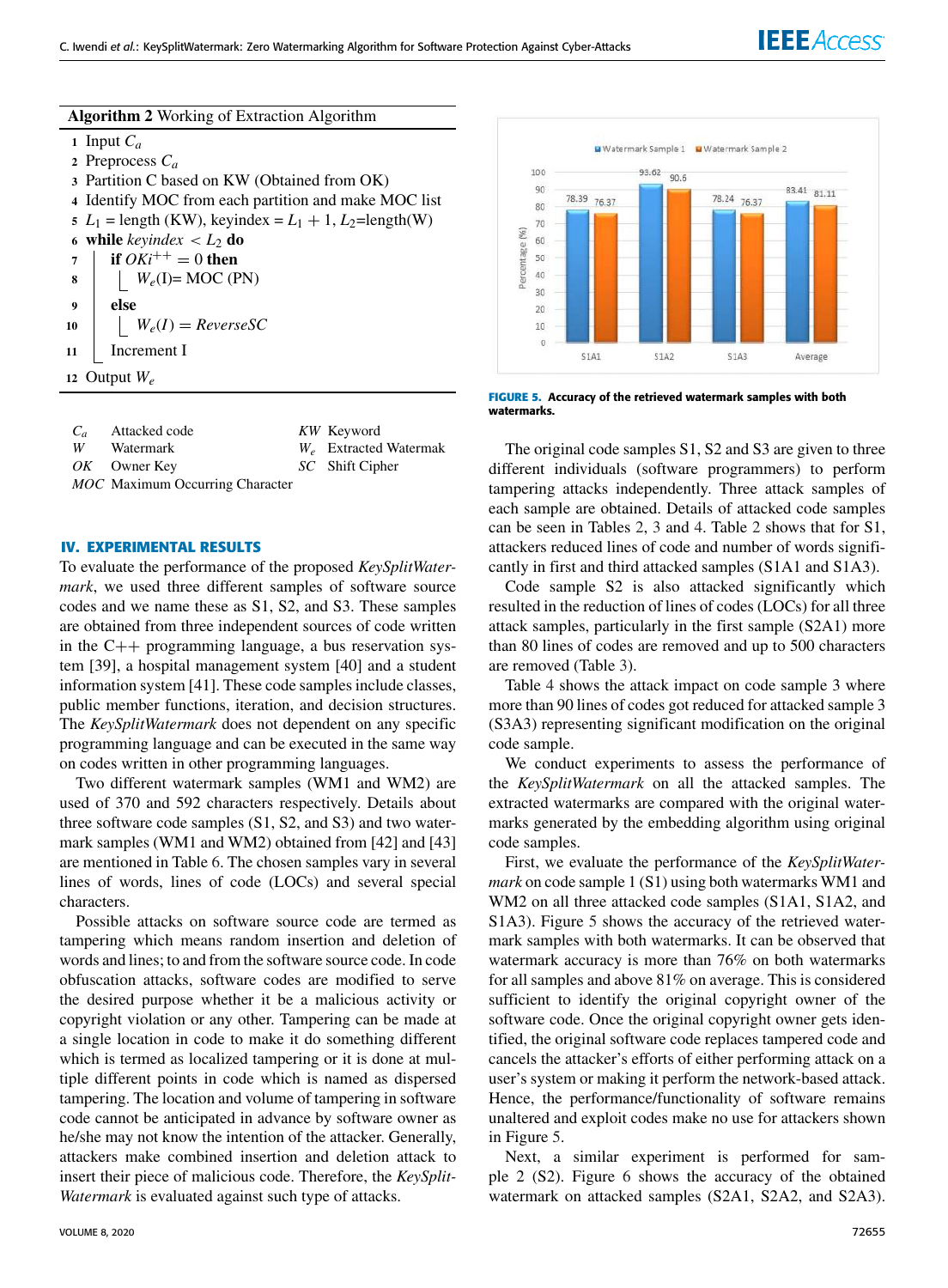**Algorithm 2** Working of Extraction Algorithm

```
1  Input C_a
2  Preprocess C_a
3  Partition C based on KW (Obtained from OK)
4  Identify MOC from each partition and make MOC list
5  L_1 = length (KW), keyindex = L_1 + 1, L_2=length(W)
6  while keyindex < L_2 do
7      if OKi^{++} = 0 then
8          W_e(I)= MOC (PN)
9      else
10         W_e(I) = ReverseSC
11     Increment I
12 Output W_e
```

| | | | |
|---|---|---|---|
| $C_a$ | Attacked code | $KW$ | Keyword |
| $W$ | Watermark | $W_e$ | Extracted Watermak |
| $OK$ | Owner Key | $SC$ | Shift Cipher |
| $MOC$ | Maximum Occurring Character | | |

## IV. EXPERIMENTAL RESULTS

To evaluate the performance of the proposed *KeySplitWatermark*, we used three different samples of software source codes and we name these as S1, S2, and S3. These samples are obtained from three independent sources of code written in the C++ programming language, a bus reservation system [39], a hospital management system [40] and a student information system [41]. These code samples include classes, public member functions, iteration, and decision structures. The *KeySplitWatermark* does not dependent on any specific programming language and can be executed in the same way on codes written in other programming languages.

Two different watermark samples (WM1 and WM2) are used of 370 and 592 characters respectively. Details about three software code samples (S1, S2, and S3) and two watermark samples (WM1 and WM2) obtained from [42] and [43] are mentioned in Table 6. The chosen samples vary in several lines of words, lines of code (LOCs) and several special characters.

Possible attacks on software source code are termed as tampering which means random insertion and deletion of words and lines; to and from the software source code. In code obfuscation attacks, software codes are modified to serve the desired purpose whether it be a malicious activity or copyright violation or any other. Tampering can be made at a single location in code to make it do something different which is termed as localized tampering or it is done at multiple different points in code which is named as dispersed tampering. The location and volume of tampering in software code cannot be anticipated in advance by software owner as he/she may not know the intention of the attacker. Generally, attackers make combined insertion and deletion attack to insert their piece of malicious code. Therefore, the *KeySplitWatermark* is evaluated against such type of attacks.

| | Watermark Sample 1 | Watermark Sample 2 |
|---|---|---|
| S1A1 | 78.39 | 76.37 |
| S1A2 | 93.62 | 90.6 |
| S1A3 | 78.24 | 76.37 |
| Average | 83.41 | 81.11 |

**FIGURE 5.** Accuracy of the retrieved watermark samples with both watermarks.

The original code samples S1, S2 and S3 are given to three different individuals (software programmers) to perform tampering attacks independently. Three attack samples of each sample are obtained. Details of attacked code samples can be seen in Tables 2, 3 and 4. Table 2 shows that for S1, attackers reduced lines of code and number of words significantly in first and third attacked samples (S1A1 and S1A3).

Code sample S2 is also attacked significantly which resulted in the reduction of lines of codes (LOCs) for all three attack samples, particularly in the first sample (S2A1) more than 80 lines of codes are removed and up to 500 characters are removed (Table 3).

Table 4 shows the attack impact on code sample 3 where more than 90 lines of codes got reduced for attacked sample 3 (S3A3) representing significant modification on the original code sample.

We conduct experiments to assess the performance of the *KeySplitWatermark* on all the attacked samples. The extracted watermarks are compared with the original watermarks generated by the embedding algorithm using original code samples.

First, we evaluate the performance of the *KeySplitWatermark* on code sample 1 (S1) using both watermarks WM1 and WM2 on all three attacked code samples (S1A1, S1A2, and S1A3). Figure 5 shows the accuracy of the retrieved watermark samples with both watermarks. It can be observed that watermark accuracy is more than 76% on both watermarks for all samples and above 81% on average. This is considered sufficient to identify the original copyright owner of the software code. Once the original copyright owner gets identified, the original software code replaces tampered code and cancels the attacker's efforts of either performing attack on a user's system or making it perform the network-based attack. Hence, the performance/functionality of software remains unaltered and exploit codes make no use for attackers shown in Figure 5.

Next, a similar experiment is performed for sample 2 (S2). Figure 6 shows the accuracy of the obtained watermark on attacked samples (S2A1, S2A2, and S2A3).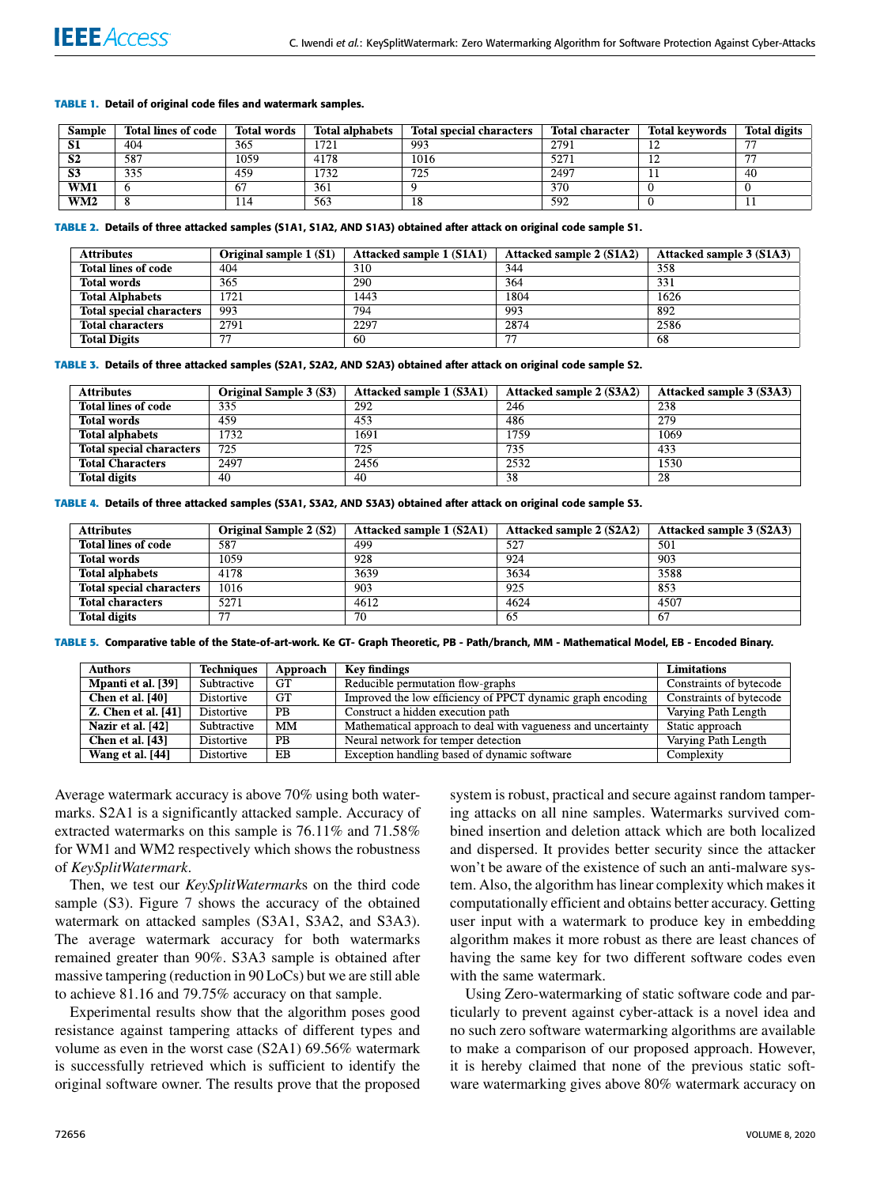**TABLE 1.** Detail of original code files and watermark samples.

| Sample | Total lines of code | Total words | Total alphabets | Total special characters | Total character | Total keywords | Total digits |
|---|---|---|---|---|---|---|---|
| **S1** | 404 | 365 | 1721 | 993 | 2791 | 12 | 77 |
| **S2** | 587 | 1059 | 4178 | 1016 | 5271 | 12 | 77 |
| **S3** | 335 | 459 | 1732 | 725 | 2497 | 11 | 40 |
| **WM1** | 6 | 67 | 361 | 9 | 370 | 0 | 0 |
| **WM2** | 8 | 114 | 563 | 18 | 592 | 0 | 11 |

**TABLE 2.** Details of three attacked samples (S1A1, S1A2, AND S1A3) obtained after attack on original code sample S1.

| Attributes | Original sample 1 (S1) | Attacked sample 1 (S1A1) | Attacked sample 2 (S1A2) | Attacked sample 3 (S1A3) |
|---|---|---|---|---|
| **Total lines of code** | 404 | 310 | 344 | 358 |
| **Total words** | 365 | 290 | 364 | 331 |
| **Total Alphabets** | 1721 | 1443 | 1804 | 1626 |
| **Total special characters** | 993 | 794 | 993 | 892 |
| **Total characters** | 2791 | 2297 | 2874 | 2586 |
| **Total Digits** | 77 | 60 | 77 | 68 |

**TABLE 3.** Details of three attacked samples (S2A1, S2A2, AND S2A3) obtained after attack on original code sample S2.

| Attributes | Original Sample 3 (S3) | Attacked sample 1 (S3A1) | Attacked sample 2 (S3A2) | Attacked sample 3 (S3A3) |
|---|---|---|---|---|
| **Total lines of code** | 335 | 292 | 246 | 238 |
| **Total words** | 459 | 453 | 486 | 279 |
| **Total alphabets** | 1732 | 1691 | 1759 | 1069 |
| **Total special characters** | 725 | 725 | 735 | 433 |
| **Total Characters** | 2497 | 2456 | 2532 | 1530 |
| **Total digits** | 40 | 40 | 38 | 28 |

**TABLE 4.** Details of three attacked samples (S3A1, S3A2, AND S3A3) obtained after attack on original code sample S3.

| Attributes | Original Sample 2 (S2) | Attacked sample 1 (S2A1) | Attacked sample 2 (S2A2) | Attacked sample 3 (S2A3) |
|---|---|---|---|---|
| **Total lines of code** | 587 | 499 | 527 | 501 |
| **Total words** | 1059 | 928 | 924 | 903 |
| **Total alphabets** | 4178 | 3639 | 3634 | 3588 |
| **Total special characters** | 1016 | 903 | 925 | 853 |
| **Total characters** | 5271 | 4612 | 4624 | 4507 |
| **Total digits** | 77 | 70 | 65 | 67 |

**TABLE 5.** Comparative table of the State-of-art-work. Ke GT- Graph Theoretic, PB - Path/branch, MM - Mathematical Model, EB - Encoded Binary.

| Authors | Techniques | Approach | Key findings | Limitations |
|---|---|---|---|---|
| **Mpanti et al. [39]** | Subtractive | GT | Reducible permutation flow-graphs | Constraints of bytecode |
| **Chen et al. [40]** | Distortive | GT | Improved the low efficiency of PPCT dynamic graph encoding | Constraints of bytecode |
| **Z. Chen et al. [41]** | Distortive | PB | Construct a hidden execution path | Varying Path Length |
| **Nazir et al. [42]** | Subtractive | MM | Mathematical approach to deal with vagueness and uncertainty | Static approach |
| **Chen et al. [43]** | Distortive | PB | Neural network for temper detection | Varying Path Length |
| **Wang et al. [44]** | Distortive | EB | Exception handling based of dynamic software | Complexity |

Average watermark accuracy is above 70% using both watermarks. S2A1 is a significantly attacked sample. Accuracy of extracted watermarks on this sample is 76.11% and 71.58% for WM1 and WM2 respectively which shows the robustness of *KeySplitWatermark*.

Then, we test our *KeySplitWatermark*s on the third code sample (S3). Figure 7 shows the accuracy of the obtained watermark on attacked samples (S3A1, S3A2, and S3A3). The average watermark accuracy for both watermarks remained greater than 90%. S3A3 sample is obtained after massive tampering (reduction in 90 LoCs) but we are still able to achieve 81.16 and 79.75% accuracy on that sample.

Experimental results show that the algorithm poses good resistance against tampering attacks of different types and volume as even in the worst case (S2A1) 69.56% watermark is successfully retrieved which is sufficient to identify the original software owner. The results prove that the proposed system is robust, practical and secure against random tampering attacks on all nine samples. Watermarks survived combined insertion and deletion attack which are both localized and dispersed. It provides better security since the attacker won't be aware of the existence of such an anti-malware system. Also, the algorithm has linear complexity which makes it computationally efficient and obtains better accuracy. Getting user input with a watermark to produce key in embedding algorithm makes it more robust as there are least chances of having the same key for two different software codes even with the same watermark.

Using Zero-watermarking of static software code and particularly to prevent against cyber-attack is a novel idea and no such zero software watermarking algorithms are available to make a comparison of our proposed approach. However, it is hereby claimed that none of the previous static software watermarking gives above 80% watermark accuracy on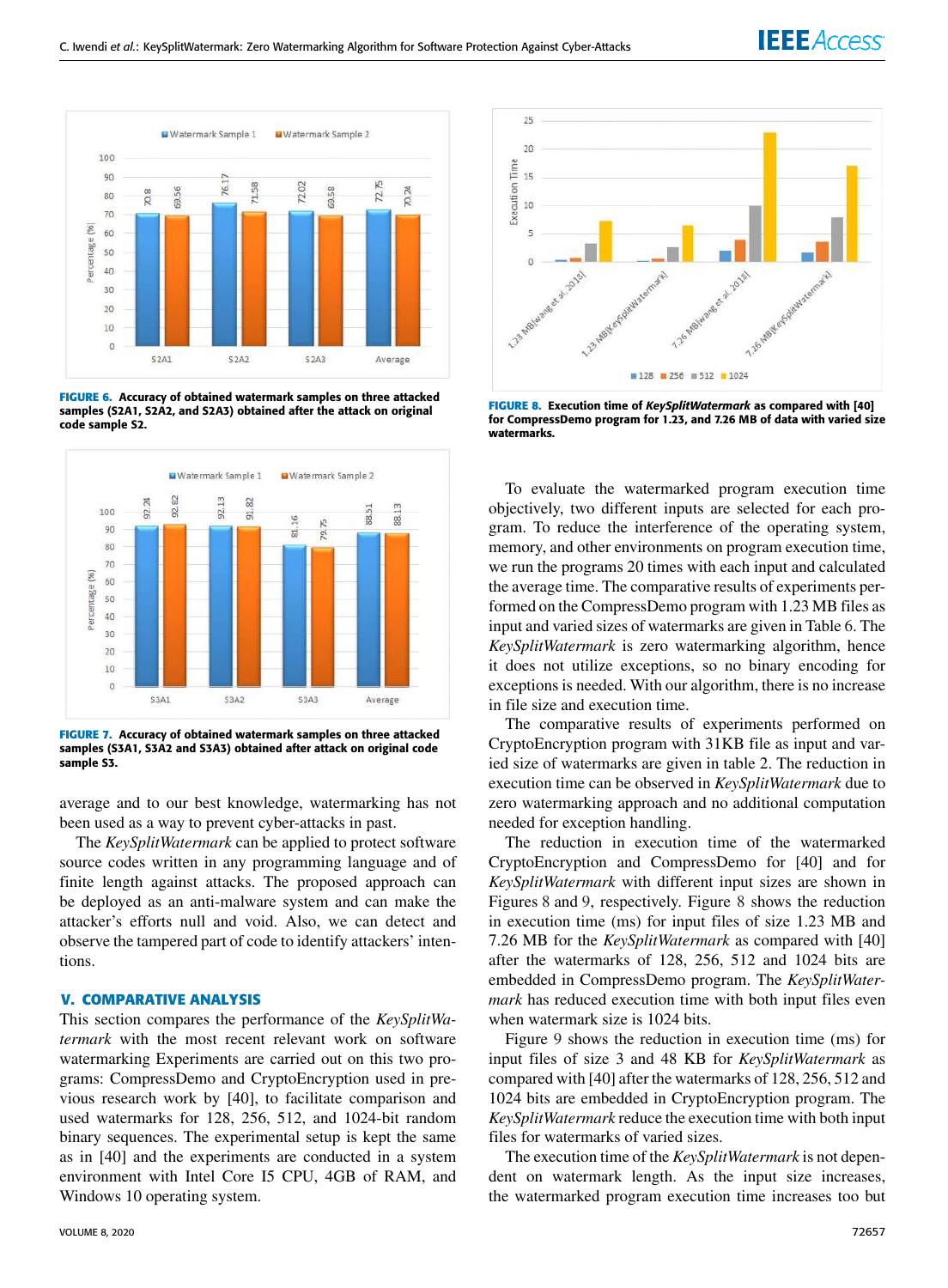FIGURE 6. Accuracy of obtained watermark samples on three attacked samples (S2A1, S2A2, and S2A3) obtained after the attack on original code sample S2.

FIGURE 7. Accuracy of obtained watermark samples on three attacked samples (S3A1, S3A2 and S3A3) obtained after attack on original code sample S3.

average and to our best knowledge, watermarking has not been used as a way to prevent cyber-attacks in past.

The *KeySplitWatermark* can be applied to protect software source codes written in any programming language and of finite length against attacks. The proposed approach can be deployed as an anti-malware system and can make the attacker's efforts null and void. Also, we can detect and observe the tampered part of code to identify attackers' intentions.

## V. COMPARATIVE ANALYSIS

This section compares the performance of the *KeySplitWatermark* with the most recent relevant work on software watermarking Experiments are carried out on this two programs: CompressDemo and CryptoEncryption used in previous research work by [40], to facilitate comparison and used watermarks for 128, 256, 512, and 1024-bit random binary sequences. The experimental setup is kept the same as in [40] and the experiments are conducted in a system environment with Intel Core I5 CPU, 4GB of RAM, and Windows 10 operating system.

FIGURE 8. Execution time of *KeySplitWatermark* as compared with [40] for CompressDemo program for 1.23, and 7.26 MB of data with varied size watermarks.

To evaluate the watermarked program execution time objectively, two different inputs are selected for each program. To reduce the interference of the operating system, memory, and other environments on program execution time, we run the programs 20 times with each input and calculated the average time. The comparative results of experiments performed on the CompressDemo program with 1.23 MB files as input and varied sizes of watermarks are given in Table 6. The *KeySplitWatermark* is zero watermarking algorithm, hence it does not utilize exceptions, so no binary encoding for exceptions is needed. With our algorithm, there is no increase in file size and execution time.

The comparative results of experiments performed on CryptoEncryption program with 31KB file as input and varied size of watermarks are given in table 2. The reduction in execution time can be observed in *KeySplitWatermark* due to zero watermarking approach and no additional computation needed for exception handling.

The reduction in execution time of the watermarked CryptoEncryption and CompressDemo for [40] and for *KeySplitWatermark* with different input sizes are shown in Figures 8 and 9, respectively. Figure 8 shows the reduction in execution time (ms) for input files of size 1.23 MB and 7.26 MB for the *KeySplitWatermark* as compared with [40] after the watermarks of 128, 256, 512 and 1024 bits are embedded in CompressDemo program. The *KeySplitWatermark* has reduced execution time with both input files even when watermark size is 1024 bits.

Figure 9 shows the reduction in execution time (ms) for input files of size 3 and 48 KB for *KeySplitWatermark* as compared with [40] after the watermarks of 128, 256, 512 and 1024 bits are embedded in CryptoEncryption program. The *KeySplitWatermark* reduce the execution time with both input files for watermarks of varied sizes.

The execution time of the *KeySplitWatermark* is not dependent on watermark length. As the input size increases, the watermarked program execution time increases too but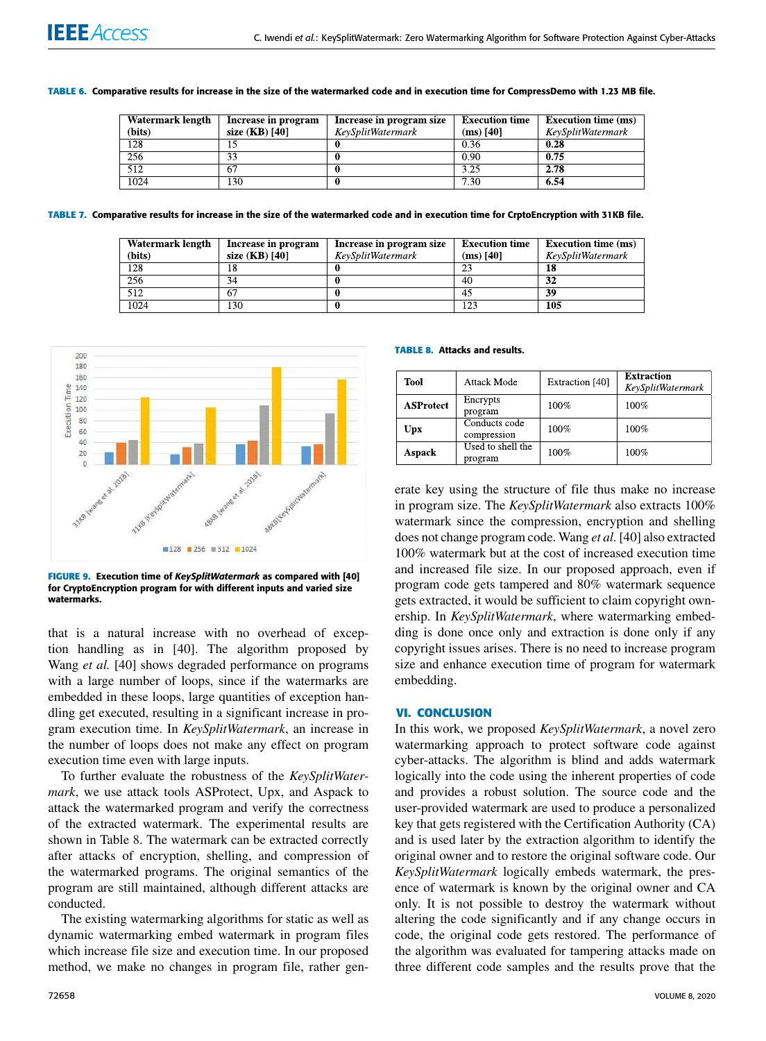**TABLE 6.** Comparative results for increase in the size of the watermarked code and in execution time for CompressDemo with 1.23 MB file.

| Watermark length (bits) | Increase in program size (KB) [40] | Increase in program size *KeySplitWatermark* | Execution time (ms) [40] | Execution time (ms) *KeySplitWatermark* |
|---|---|---|---|---|
| 128 | 15 | **0** | 0.36 | **0.28** |
| 256 | 33 | **0** | 0.90 | **0.75** |
| 512 | 67 | **0** | 3.25 | **2.78** |
| 1024 | 130 | **0** | 7.30 | **6.54** |

**TABLE 7.** Comparative results for increase in the size of the watermarked code and in execution time for CrptoEncryption with 31KB file.

| Watermark length (bits) | Increase in program size (KB) [40] | Increase in program size *KeySplitWatermark* | Execution time (ms) [40] | Execution time (ms) *KeySplitWatermark* |
|---|---|---|---|---|
| 128 | 18 | **0** | 23 | **18** |
| 256 | 34 | **0** | 40 | **32** |
| 512 | 67 | **0** | 45 | **39** |
| 1024 | 130 | **0** | 123 | **105** |

**FIGURE 9.** Execution time of ***KeySplitWatermark*** as compared with [40] for CryptoEncryption program for with different inputs and varied size watermarks.

that is a natural increase with no overhead of exception handling as in [40]. The algorithm proposed by Wang *et al.* [40] shows degraded performance on programs with a large number of loops, since if the watermarks are embedded in these loops, large quantities of exception handling get executed, resulting in a significant increase in program execution time. In *KeySplitWatermark*, an increase in the number of loops does not make any effect on program execution time even with large inputs.

To further evaluate the robustness of the *KeySplitWatermark*, we use attack tools ASProtect, Upx, and Aspack to attack the watermarked program and verify the correctness of the extracted watermark. The experimental results are shown in Table 8. The watermark can be extracted correctly after attacks of encryption, shelling, and compression of the watermarked programs. The original semantics of the program are still maintained, although different attacks are conducted.

The existing watermarking algorithms for static as well as dynamic watermarking embed watermark in program files which increase file size and execution time. In our proposed method, we make no changes in program file, rather generate key using the structure of file thus make no increase in program size. The *KeySplitWatermark* also extracts 100% watermark since the compression, encryption and shelling does not change program code. Wang *et al.* [40] also extracted 100% watermark but at the cost of increased execution time and increased file size. In our proposed approach, even if program code gets tampered and 80% watermark sequence gets extracted, it would be sufficient to claim copyright ownership. In *KeySplitWatermark*, where watermarking embedding is done once only and extraction is done only if any copyright issues arises. There is no need to increase program size and enhance execution time of program for watermark embedding.

**TABLE 8.** Attacks and results.

| Tool | Attack Mode | Extraction [40] | Extraction *KeySplitWatermark* |
|---|---|---|---|
| **ASProtect** | Encrypts program | 100% | 100% |
| **Upx** | Conducts code compression | 100% | 100% |
| **Aspack** | Used to shell the program | 100% | 100% |

## VI. CONCLUSION

In this work, we proposed *KeySplitWatermark*, a novel zero watermarking approach to protect software code against cyber-attacks. The algorithm is blind and adds watermark logically into the code using the inherent properties of code and provides a robust solution. The source code and the user-provided watermark are used to produce a personalized key that gets registered with the Certification Authority (CA) and is used later by the extraction algorithm to identify the original owner and to restore the original software code. Our *KeySplitWatermark* logically embeds watermark, the presence of watermark is known by the original owner and CA only. It is not possible to destroy the watermark without altering the code significantly and if any change occurs in code, the original code gets restored. The performance of the algorithm was evaluated for tampering attacks made on three different code samples and the results prove that the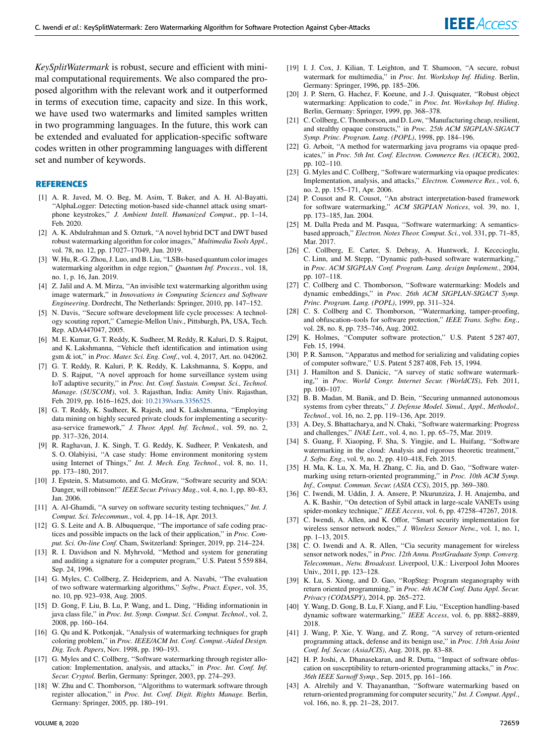*KeySplitWatermark* is robust, secure and efficient with minimal computational requirements. We also compared the proposed algorithm with the relevant work and it outperformed in terms of execution time, capacity and size. In this work, we have used two watermarks and limited samples written in two programming languages. In the future, this work can be extended and evaluated for application-specific software codes written in other programming languages with different set and number of keywords.

## REFERENCES

[1] A. R. Javed, M. O. Beg, M. Asim, T. Baker, and A. H. Al-Bayatti, "AlphaLogger: Detecting motion-based side-channel attack using smartphone keystrokes," *J. Ambient Intell. Humanized Comput.*, pp. 1–14, Feb. 2020.

[2] A. K. Abdulrahman and S. Ozturk, "A novel hybrid DCT and DWT based robust watermarking algorithm for color images," *Multimedia Tools Appl.*, vol. 78, no. 12, pp. 17027–17049, Jun. 2019.

[3] W. Hu, R.-G. Zhou, J. Luo, and B. Liu, "LSBs-based quantum color images watermarking algorithm in edge region," *Quantum Inf. Process.*, vol. 18, no. 1, p. 16, Jan. 2019.

[4] Z. Jalil and A. M. Mirza, "An invisible text watermarking algorithm using image watermark," in *Innovations in Computing Sciences and Software Engineering*. Dordrecht, The Netherlands: Springer, 2010, pp. 147–152.

[5] N. Davis, "Secure software development life cycle processes: A technology scouting report," Carnegie-Mellon Univ., Pittsburgh, PA, USA, Tech. Rep. ADA447047, 2005.

[6] M. E. Kumar, G. T. Reddy, K. Sudheer, M. Reddy, R. Kaluri, D. S. Rajput, and K. Lakshmanna, "Vehicle theft identification and intimation using gsm & iot," in *Proc. Mater. Sci. Eng. Conf.*, vol. 4, 2017, Art. no. 042062.

[7] G. T. Reddy, R. Kaluri, P. K. Reddy, K. Lakshmanna, S. Koppu, and D. S. Rajput, "A novel approach for home surveillance system using IoT adaptive security," in *Proc. Int. Conf. Sustain. Comput. Sci., Technol. Manage. (SUSCOM)*, vol. 3. Rajasthan, India: Amity Univ. Rajasthan, Feb. 2019, pp. 1616–1625, doi: 10.2139/ssrn.3356525.

[8] G. T. Reddy, K. Sudheer, K. Rajesh, and K. Lakshmanna, "Employing data mining on highly secured private clouds for implementing a security-as-service framework," *J. Theor. Appl. Inf. Technol.*, vol. 59, no. 2, pp. 317–326, 2014.

[9] R. Raghavan, J. K. Singh, T. G. Reddy, K. Sudheer, P. Venkatesh, and S. O. Olabiyisi, "A case study: Home environment monitoring system using Internet of Things," *Int. J. Mech. Eng. Technol.*, vol. 8, no. 11, pp. 173–180, 2017.

[10] J. Epstein, S. Matsumoto, and G. McGraw, "Software security and SOA: Danger, will robinson!" *IEEE Secur. Privacy Mag.*, vol. 4, no. 1, pp. 80–83, Jan. 2006.

[11] A. Al-Ghamdi, "A survey on software security testing techniques," *Int. J. Comput. Sci. Telecommun.*, vol. 4, pp. 14–18, Apr. 2013.

[12] G. S. Leite and A. B. Albuquerque, "The importance of safe coding practices and possible impacts on the lack of their application," in *Proc. Comput. Sci. On-line Conf.* Cham, Switzerland: Springer, 2019, pp. 214–224.

[13] R. I. Davidson and N. Myhrvold, "Method and system for generating and auditing a signature for a computer program," U.S. Patent 5 559 884, Sep. 24, 1996.

[14] G. Myles, C. Collberg, Z. Heidepriem, and A. Navabi, "The evaluation of two software watermarking algorithms," *Softw., Pract. Exper.*, vol. 35, no. 10, pp. 923–938, Aug. 2005.

[15] D. Gong, F. Liu, B. Lu, P. Wang, and L. Ding, "Hiding informationin in java class file," in *Proc. Int. Symp. Comput. Sci. Comput. Technol.*, vol. 2, 2008, pp. 160–164.

[16] G. Qu and K. Potkonjak, "Analysis of watermarking techniques for graph coloring problem," in *Proc. IEEE/ACM Int. Conf. Comput.-Aided Design. Dig. Tech. Papers*, Nov. 1998, pp. 190–193.

[17] G. Myles and C. Collberg, "Software watermarking through register allocation: Implementation, analysis, and attacks," in *Proc. Int. Conf. Inf. Secur. Cryptol.* Berlin, Germany: Springer, 2003, pp. 274–293.

[18] W. Zhu and C. Thomborson, "Algorithms to watermark software through register allocation," in *Proc. Int. Conf. Digit. Rights Manage.* Berlin, Germany: Springer, 2005, pp. 180–191.

[19] I. J. Cox, J. Kilian, T. Leighton, and T. Shamoon, "A secure, robust watermark for multimedia," in *Proc. Int. Workshop Inf. Hiding*. Berlin, Germany: Springer, 1996, pp. 185–206.

[20] J. P. Stern, G. Hachez, F. Koeune, and J.-J. Quisquater, "Robust object watermarking: Application to code," in *Proc. Int. Workshop Inf. Hiding*. Berlin, Germany: Springer, 1999, pp. 368–378.

[21] C. Collberg, C. Thomborson, and D. Low, "Manufacturing cheap, resilient, and stealthy opaque constructs," in *Proc. 25th ACM SIGPLAN-SIGACT Symp. Princ. Program. Lang. (POPL)*, 1998, pp. 184–196.

[22] G. Arboit, "A method for watermarking java programs via opaque predicates," in *Proc. 5th Int. Conf. Electron. Commerce Res. (ICECR)*, 2002, pp. 102–110.

[23] G. Myles and C. Collberg, "Software watermarking via opaque predicates: Implementation, analysis, and attacks," *Electron. Commerce Res.*, vol. 6, no. 2, pp. 155–171, Apr. 2006.

[24] P. Cousot and R. Cousot, "An abstract interpretation-based framework for software watermarking," *ACM SIGPLAN Notices*, vol. 39, no. 1, pp. 173–185, Jan. 2004.

[25] M. Dalla Preda and M. Pasqua, "Software watermarking: A semantics-based approach," *Electron. Notes Theor. Comput. Sci.*, vol. 331, pp. 71–85, Mar. 2017.

[26] C. Collberg, E. Carter, S. Debray, A. Huntwork, J. Kececioglu, C. Linn, and M. Stepp, "Dynamic path-based software watermarking," in *Proc. ACM SIGPLAN Conf. Program. Lang. design Implement.*, 2004, pp. 107–118.

[27] C. Collberg and C. Thomborson, "Software watermarking: Models and dynamic embeddings," in *Proc. 26th ACM SIGPLAN-SIGACT Symp. Princ. Program. Lang. (POPL)*, 1999, pp. 311–324.

[28] C. S. Collberg and C. Thomborson, "Watermarking, tamper-proofing, and obfuscation-tools for software protection," *IEEE Trans. Softw. Eng.*, vol. 28, no. 8, pp. 735–746, Aug. 2002.

[29] K. Holmes, "Computer software protection," U.S. Patent 5 287 407, Feb. 15, 1994.

[30] P. R. Samson, "Apparatus and method for serializing and validating copies of computer software," U.S. Patent 5 287 408, Feb. 15, 1994.

[31] J. Hamilton and S. Danicic, "A survey of static software watermarking," in *Proc. World Congr. Internet Secur. (WorldCIS)*, Feb. 2011, pp. 100–107.

[32] B. B. Madan, M. Banik, and D. Bein, "Securing unmanned autonomous systems from cyber threats," *J. Defense Model. Simul., Appl., Methodol., Technol.*, vol. 16, no. 2, pp. 119–136, Apr. 2019.

[33] A. Dey, S. Bhattacharya, and N. Chaki, "Software watermarking: Progress and challenges," *INAE Lett.*, vol. 4, no. 1, pp. 65–75, Mar. 2019.

[34] S. Guang, F. Xiaoping, F. Sha, S. Yingjie, and L. Huifang, "Software watermarking in the cloud: Analysis and rigorous theoretic treatment," *J. Softw. Eng.*, vol. 9, no. 2, pp. 410–418, Feb. 2015.

[35] H. Ma, K. Lu, X. Ma, H. Zhang, C. Jia, and D. Gao, "Software watermarking using return-oriented programming," in *Proc. 10th ACM Symp. Inf., Comput. Commun. Secur. (ASIA CCS)*, 2015, pp. 369–380.

[36] C. Iwendi, M. Uddin, J. A. Ansere, P. Nkurunziza, J. H. Anajemba, and A. K. Bashir, "On detection of Sybil attack in large-scale VANETs using spider-monkey technique," *IEEE Access*, vol. 6, pp. 47258–47267, 2018.

[37] C. Iwendi, A. Allen, and K. Offor, "Smart security implementation for wireless sensor network nodes," *J. Wireless Sensor Netw.*, vol. 1, no. 1, pp. 1–13, 2015.

[38] C. O. Iwendi and A. R. Allen, "Cia security management for wireless sensor network nodes," in *Proc. 12th Annu. PostGraduate Symp. Converg. Telecommun., Netw. Broadcast.* Liverpool, U.K.: Liverpool John Moores Univ., 2011, pp. 123–128.

[39] K. Lu, S. Xiong, and D. Gao, "RopSteg: Program steganography with return oriented programming," in *Proc. 4th ACM Conf. Data Appl. Secur. Privacy (CODASPY)*, 2014, pp. 265–272.

[40] Y. Wang, D. Gong, B. Lu, F. Xiang, and F. Liu, "Exception handling-based dynamic software watermarking," *IEEE Access*, vol. 6, pp. 8882–8889, 2018.

[41] J. Wang, P. Xie, Y. Wang, and Z. Rong, "A survey of return-oriented programming attack, defense and its benign use," in *Proc. 13th Asia Joint Conf. Inf. Secur. (AsiaJCIS)*, Aug. 2018, pp. 83–88.

[42] H. P. Joshi, A. Dhanasekaran, and R. Dutta, "Impact of software obfuscation on susceptibility to return-oriented programming attacks," in *Proc. 36th IEEE Sarnoff Symp.*, Sep. 2015, pp. 161–166.

[43] A. Alrehily and V. Thayananthan, "Software watermarking based on return-oriented programming for computer security," *Int. J. Comput. Appl.*, vol. 166, no. 8, pp. 21–28, 2017.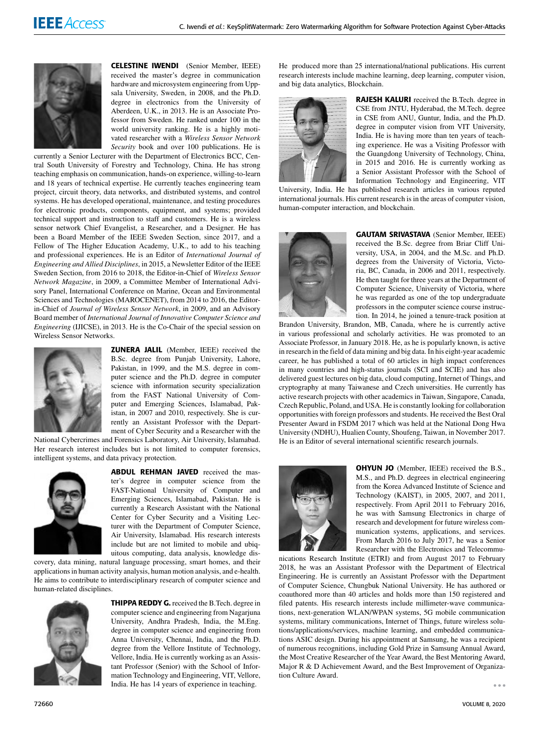**CELESTINE IWENDI** (Senior Member, IEEE) received the master's degree in communication hardware and microsystem engineering from Uppsala University, Sweden, in 2008, and the Ph.D. degree in electronics from the University of Aberdeen, U.K., in 2013. He is an Associate Professor from Sweden. He ranked under 100 in the world university ranking. He is a highly motivated researcher with a *Wireless Sensor Network Security* book and over 100 publications. He is currently a Senior Lecturer with the Department of Electronics BCC, Central South University of Forestry and Technology, China. He has strong teaching emphasis on communication, hands-on experience, willing-to-learn and 18 years of technical expertise. He currently teaches engineering team project, circuit theory, data networks, and distributed systems, and control systems. He has developed operational, maintenance, and testing procedures for electronic products, components, equipment, and systems; provided technical support and instruction to staff and customers. He is a wireless sensor network Chief Evangelist, a Researcher, and a Designer. He has been a Board Member of the IEEE Sweden Section, since 2017, and a Fellow of The Higher Education Academy, U.K., to add to his teaching and professional experiences. He is an Editor of *International Journal of Engineering and Allied Disciplines*, in 2015, a Newsletter Editor of the IEEE Sweden Section, from 2016 to 2018, the Editor-in-Chief of *Wireless Sensor Network Magazine*, in 2009, a Committee Member of International Advisory Panel, International Conference on Marine, Ocean and Environmental Sciences and Technologies (MAROCENET), from 2014 to 2016, the Editor-in-Chief of *Journal of Wireless Sensor Network*, in 2009, and an Advisory Board member of *International Journal of Innovative Computer Science and Engineering* (IJICSE), in 2013. He is the Co-Chair of the special session on Wireless Sensor Networks.

**ZUNERA JALIL** (Member, IEEE) received the B.Sc. degree from Punjab University, Lahore, Pakistan, in 1999, and the M.S. degree in computer science and the Ph.D. degree in computer science with information security specialization from the FAST National University of Computer and Emerging Sciences, Islamabad, Pakistan, in 2007 and 2010, respectively. She is currently an Assistant Professor with the Department of Cyber Security and a Researcher with the National Cybercrimes and Forensics Laboratory, Air University, Islamabad. Her research interest includes but is not limited to computer forensics, intelligent systems, and data privacy protection.

**ABDUL REHMAN JAVED** received the master's degree in computer science from the FAST-National University of Computer and Emerging Sciences, Islamabad, Pakistan. He is currently a Research Assistant with the National Center for Cyber Security and a Visiting Lecturer with the Department of Computer Science, Air University, Islamabad. His research interests include but are not limited to mobile and ubiquitous computing, data analysis, knowledge discovery, data mining, natural language processing, smart homes, and their applications in human activity analysis, human motion analysis, and e-health. He aims to contribute to interdisciplinary research of computer science and human-related disciplines.

**THIPPA REDDY G.** received the B.Tech. degree in computer science and engineering from Nagarjuna University, Andhra Pradesh, India, the M.Eng. degree in computer science and engineering from Anna University, Chennai, India, and the Ph.D. degree from the Vellore Institute of Technology, Vellore, India. He is currently working as an Assistant Professor (Senior) with the School of Information Technology and Engineering, VIT, Vellore, India. He has 14 years of experience in teaching. He produced more than 25 international/national publications. His current research interests include machine learning, deep learning, computer vision, and big data analytics, Blockchain.

**RAJESH KALURI** received the B.Tech. degree in CSE from JNTU, Hyderabad, the M.Tech. degree in CSE from ANU, Guntur, India, and the Ph.D. degree in computer vision from VIT University, India. He is having more than ten years of teaching experience. He was a Visiting Professor with the Guangdong University of Technology, China, in 2015 and 2016. He is currently working as a Senior Assistant Professor with the School of Information Technology and Engineering, VIT University, India. He has published research articles in various reputed international journals. His current research is in the areas of computer vision, human-computer interaction, and blockchain.

**GAUTAM SRIVASTAVA** (Senior Member, IEEE) received the B.Sc. degree from Briar Cliff University, USA, in 2004, and the M.Sc. and Ph.D. degrees from the University of Victoria, Victoria, BC, Canada, in 2006 and 2011, respectively. He then taught for three years at the Department of Computer Science, University of Victoria, where he was regarded as one of the top undergraduate professors in the computer science course instruction. In 2014, he joined a tenure-track position at Brandon University, Brandon, MB, Canada, where he is currently active in various professional and scholarly activities. He was promoted to an Associate Professor, in January 2018. He, as he is popularly known, is active in research in the field of data mining and big data. In his eight-year academic career, he has published a total of 60 articles in high impact conferences in many countries and high-status journals (SCI and SCIE) and has also delivered guest lectures on big data, cloud computing, Internet of Things, and cryptography at many Taiwanese and Czech universities. He currently has active research projects with other academics in Taiwan, Singapore, Canada, Czech Republic, Poland, and USA. He is constantly looking for collaboration opportunities with foreign professors and students. He received the Best Oral Presenter Award in FSDM 2017 which was held at the National Dong Hwa University (NDHU), Hualien County, Shoufeng, Taiwan, in November 2017. He is an Editor of several international scientific research journals.

**OHYUN JO** (Member, IEEE) received the B.S., M.S., and Ph.D. degrees in electrical engineering from the Korea Advanced Institute of Science and Technology (KAIST), in 2005, 2007, and 2011, respectively. From April 2011 to February 2016, he was with Samsung Electronics in charge of research and development for future wireless communication systems, applications, and services. From March 2016 to July 2017, he was a Senior Researcher with the Electronics and Telecommunications Research Institute (ETRI) and from August 2017 to February 2018, he was an Assistant Professor with the Department of Electrical Engineering. He is currently an Assistant Professor with the Department of Computer Science, Chungbuk National University. He has authored or coauthored more than 40 articles and holds more than 150 registered and filed patents. His research interests include millimeter-wave communications, next-generation WLAN/WPAN systems, 5G mobile communication systems, military communications, Internet of Things, future wireless solutions/applications/services, machine learning, and embedded communications ASIC design. During his appointment at Samsung, he was a recipient of numerous recognitions, including Gold Prize in Samsung Annual Award, the Most Creative Researcher of the Year Award, the Best Mentoring Award, Major R & D Achievement Award, and the Best Improvement of Organization Culture Award.